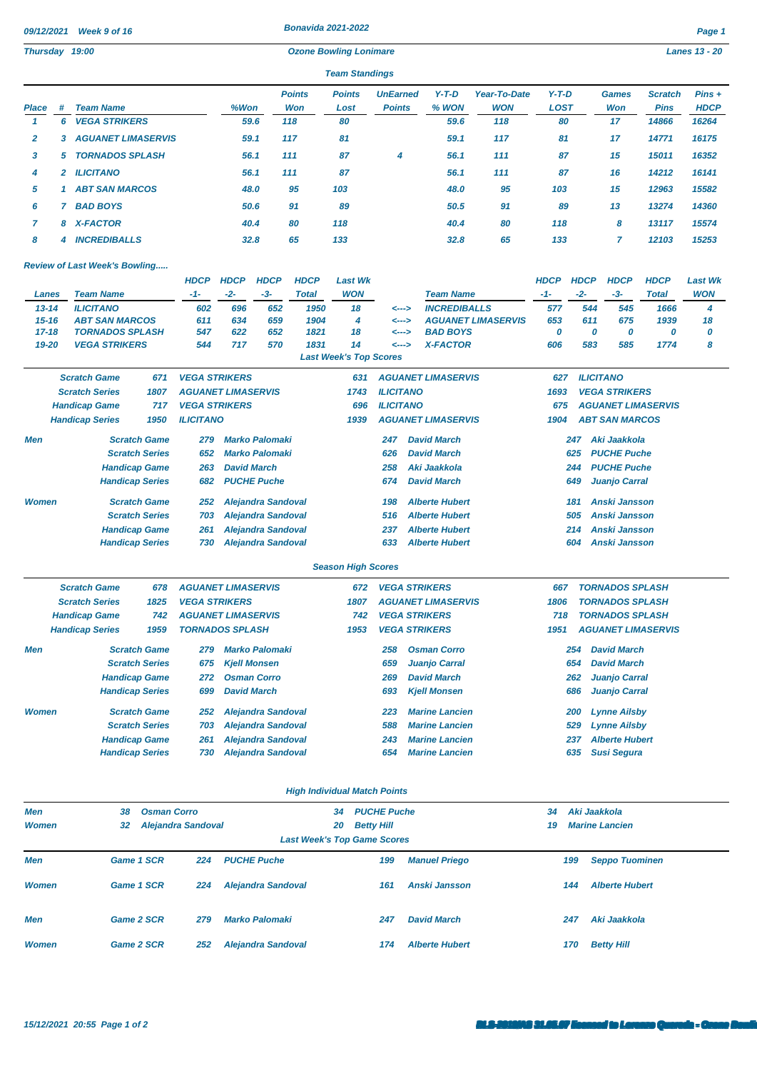09/12/2021 Week 9 of 16 — Bonavida 2021-2022

Thursday 19:00 — Ozone Bowling Lonimare — Lanes 13 - 20

## Team Standings

| Place | # | Team Name | %Won | Points Won | Points Lost | UnEarned Points | Y-T-D % WON | Year-To-Date WON | Y-T-D LOST | Games Won | Scratch Pins | Pins + HDCP |
|---|---|---|---|---|---|---|---|---|---|---|---|---|
| 1 | 6 | VEGA STRIKERS | 59.6 | 118 | 80 | | 59.6 | 118 | 80 | 17 | 14866 | 16264 |
| 2 | 3 | AGUANET LIMASERVIS | 59.1 | 117 | 81 | | 59.1 | 117 | 81 | 17 | 14771 | 16175 |
| 3 | 5 | TORNADOS SPLASH | 56.1 | 111 | 87 | 4 | 56.1 | 111 | 87 | 15 | 15011 | 16352 |
| 4 | 2 | ILICITANO | 56.1 | 111 | 87 | | 56.1 | 111 | 87 | 16 | 14212 | 16141 |
| 5 | 1 | ABT SAN MARCOS | 48.0 | 95 | 103 | | 48.0 | 95 | 103 | 15 | 12963 | 15582 |
| 6 | 7 | BAD BOYS | 50.6 | 91 | 89 | | 50.5 | 91 | 89 | 13 | 13274 | 14360 |
| 7 | 8 | X-FACTOR | 40.4 | 80 | 118 | | 40.4 | 80 | 118 | 8 | 13117 | 15574 |
| 8 | 4 | INCREDIBALLS | 32.8 | 65 | 133 | | 32.8 | 65 | 133 | 7 | 12103 | 15253 |

## Review of Last Week's Bowling.....

| Lanes | Team Name | HDCP -1- | HDCP -2- | HDCP -3- | HDCP Total | Last Wk WON | | Team Name | HDCP -1- | HDCP -2- | HDCP -3- | HDCP Total | Last Wk WON |
|---|---|---|---|---|---|---|---|---|---|---|---|---|---|
| 13-14 | ILICITANO | 602 | 696 | 652 | 1950 | 18 | <---> | INCREDIBALLS | 577 | 544 | 545 | 1666 | 4 |
| 15-16 | ABT SAN MARCOS | 611 | 634 | 659 | 1904 | 4 | <---> | AGUANET LIMASERVIS | 653 | 611 | 675 | 1939 | 18 |
| 17-18 | TORNADOS SPLASH | 547 | 622 | 652 | 1821 | 18 | <---> | BAD BOYS | 0 | 0 | 0 | 0 | 0 |
| 19-20 | VEGA STRIKERS | 544 | 717 | 570 | 1831 | 14 | <---> | X-FACTOR | 606 | 583 | 585 | 1774 | 8 |

## Last Week's Top Scores

| | | | | | | | |
|---|---|---|---|---|---|---|---|
| | Scratch Game | 671 | VEGA STRIKERS | 631 | AGUANET LIMASERVIS | 627 | ILICITANO |
| | Scratch Series | 1807 | AGUANET LIMASERVIS | 1743 | ILICITANO | 1693 | VEGA STRIKERS |
| | Handicap Game | 717 | VEGA STRIKERS | 696 | ILICITANO | 675 | AGUANET LIMASERVIS |
| | Handicap Series | 1950 | ILICITANO | 1939 | AGUANET LIMASERVIS | 1904 | ABT SAN MARCOS |
| Men | Scratch Game | 279 | Marko Palomaki | 247 | David March | 247 | Aki Jaakkola |
| | Scratch Series | 652 | Marko Palomaki | 626 | David March | 625 | PUCHE Puche |
| | Handicap Game | 263 | David March | 258 | Aki Jaakkola | 244 | PUCHE Puche |
| | Handicap Series | 682 | PUCHE Puche | 674 | David March | 649 | Juanjo Carral |
| Women | Scratch Game | 252 | Alejandra Sandoval | 198 | Alberte Hubert | 181 | Anski Jansson |
| | Scratch Series | 703 | Alejandra Sandoval | 516 | Alberte Hubert | 505 | Anski Jansson |
| | Handicap Game | 261 | Alejandra Sandoval | 237 | Alberte Hubert | 214 | Anski Jansson |
| | Handicap Series | 730 | Alejandra Sandoval | 633 | Alberte Hubert | 604 | Anski Jansson |

## Season High Scores

| | | | | | | | |
|---|---|---|---|---|---|---|---|
| | Scratch Game | 678 | AGUANET LIMASERVIS | 672 | VEGA STRIKERS | 667 | TORNADOS SPLASH |
| | Scratch Series | 1825 | VEGA STRIKERS | 1807 | AGUANET LIMASERVIS | 1806 | TORNADOS SPLASH |
| | Handicap Game | 742 | AGUANET LIMASERVIS | 742 | VEGA STRIKERS | 718 | TORNADOS SPLASH |
| | Handicap Series | 1959 | TORNADOS SPLASH | 1953 | VEGA STRIKERS | 1951 | AGUANET LIMASERVIS |
| Men | Scratch Game | 279 | Marko Palomaki | 258 | Osman Corro | 254 | David March |
| | Scratch Series | 675 | Kjell Monsen | 659 | Juanjo Carral | 654 | David March |
| | Handicap Game | 272 | Osman Corro | 269 | David March | 262 | Juanjo Carral |
| | Handicap Series | 699 | David March | 693 | Kjell Monsen | 686 | Juanjo Carral |
| Women | Scratch Game | 252 | Alejandra Sandoval | 223 | Marine Lancien | 200 | Lynne Ailsby |
| | Scratch Series | 703 | Alejandra Sandoval | 588 | Marine Lancien | 529 | Lynne Ailsby |
| | Handicap Game | 261 | Alejandra Sandoval | 243 | Marine Lancien | 237 | Alberte Hubert |
| | Handicap Series | 730 | Alejandra Sandoval | 654 | Marine Lancien | 635 | Susi Segura |

## High Individual Match Points

| | | | | | | |
|---|---|---|---|---|---|---|
| Men | 38 | Osman Corro | 34 | PUCHE Puche | 34 | Aki Jaakkola |
| Women | 32 | Alejandra Sandoval | 20 | Betty Hill | 19 | Marine Lancien |

## Last Week's Top Game Scores

| | | | | | | | |
|---|---|---|---|---|---|---|---|
| Men | Game 1 SCR | 224 | PUCHE Puche | 199 | Manuel Priego | 199 | Seppo Tuominen |
| Women | Game 1 SCR | 224 | Alejandra Sandoval | 161 | Anski Jansson | 144 | Alberte Hubert |
| Men | Game 2 SCR | 279 | Marko Palomaki | 247 | David March | 247 | Aki Jaakkola |
| Women | Game 2 SCR | 252 | Alejandra Sandoval | 174 | Alberte Hubert | 170 | Betty Hill |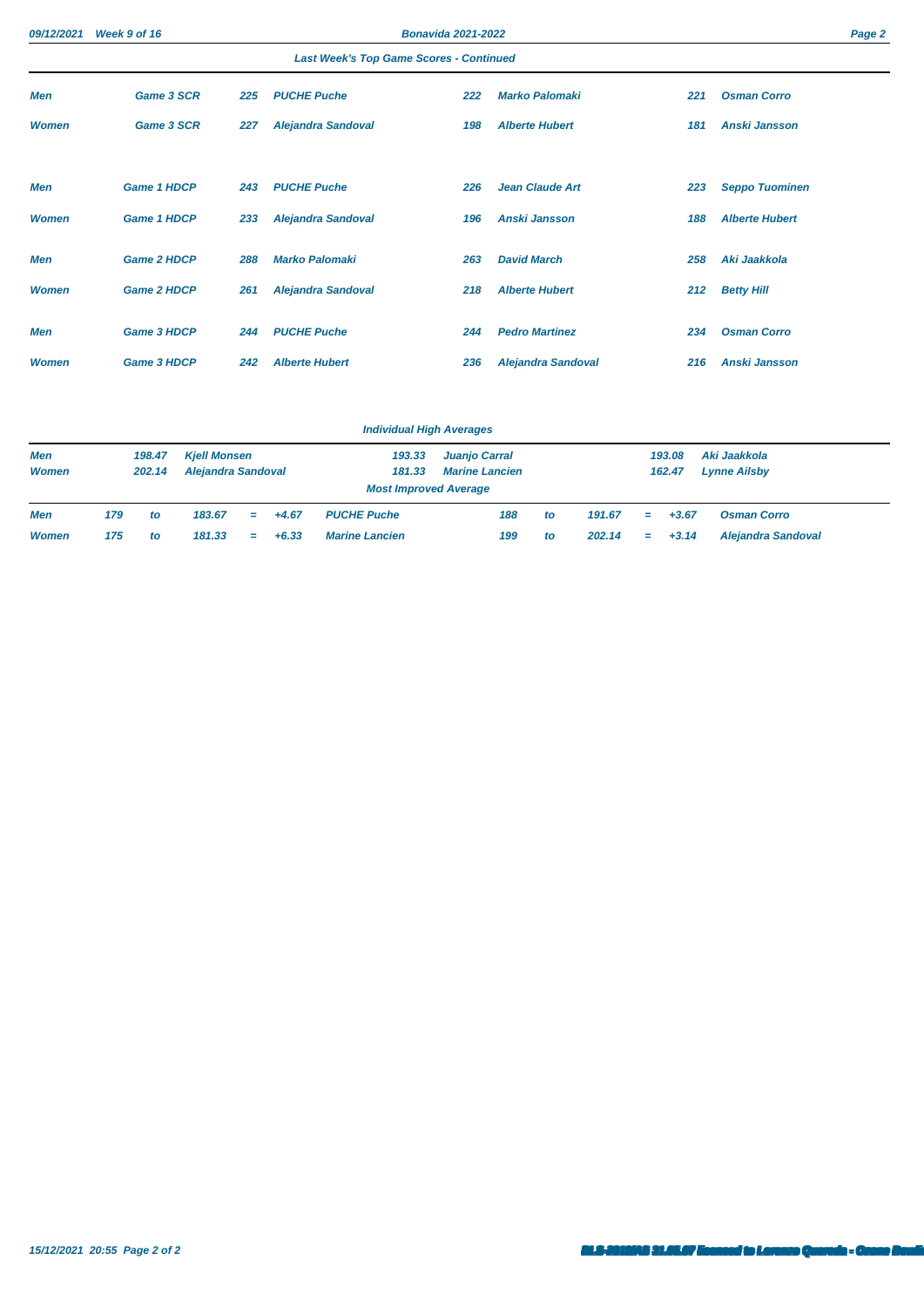## Last Week's Top Game Scores - Continued

| | | | | | | | |
|---|---|---|---|---|---|---|---|
| Men | Game 3 SCR | 225 | PUCHE Puche | 222 | Marko Palomaki | 221 | Osman Corro |
| Women | Game 3 SCR | 227 | Alejandra Sandoval | 198 | Alberte Hubert | 181 | Anski Jansson |
| Men | Game 1 HDCP | 243 | PUCHE Puche | 226 | Jean Claude Art | 223 | Seppo Tuominen |
| Women | Game 1 HDCP | 233 | Alejandra Sandoval | 196 | Anski Jansson | 188 | Alberte Hubert |
| Men | Game 2 HDCP | 288 | Marko Palomaki | 263 | David March | 258 | Aki Jaakkola |
| Women | Game 2 HDCP | 261 | Alejandra Sandoval | 218 | Alberte Hubert | 212 | Betty Hill |
| Men | Game 3 HDCP | 244 | PUCHE Puche | 244 | Pedro Martinez | 234 | Osman Corro |
| Women | Game 3 HDCP | 242 | Alberte Hubert | 236 | Alejandra Sandoval | 216 | Anski Jansson |

## Individual High Averages

| | | | | | | |
|---|---|---|---|---|---|---|
| Men | 198.47 | Kjell Monsen | 193.33 | Juanjo Carral | 193.08 | Aki Jaakkola |
| Women | 202.14 | Alejandra Sandoval | 181.33 | Marine Lancien | 162.47 | Lynne Ailsby |

## Most Improved Average

| | | | | | | | | | | | | | |
|---|---|---|---|---|---|---|---|---|---|---|---|---|---|
| Men | 179 | to | 183.67 | = | +4.67 | PUCHE Puche | 188 | to | 191.67 | = | +3.67 | Osman Corro |
| Women | 175 | to | 181.33 | = | +6.33 | Marine Lancien | 199 | to | 202.14 | = | +3.14 | Alejandra Sandoval |